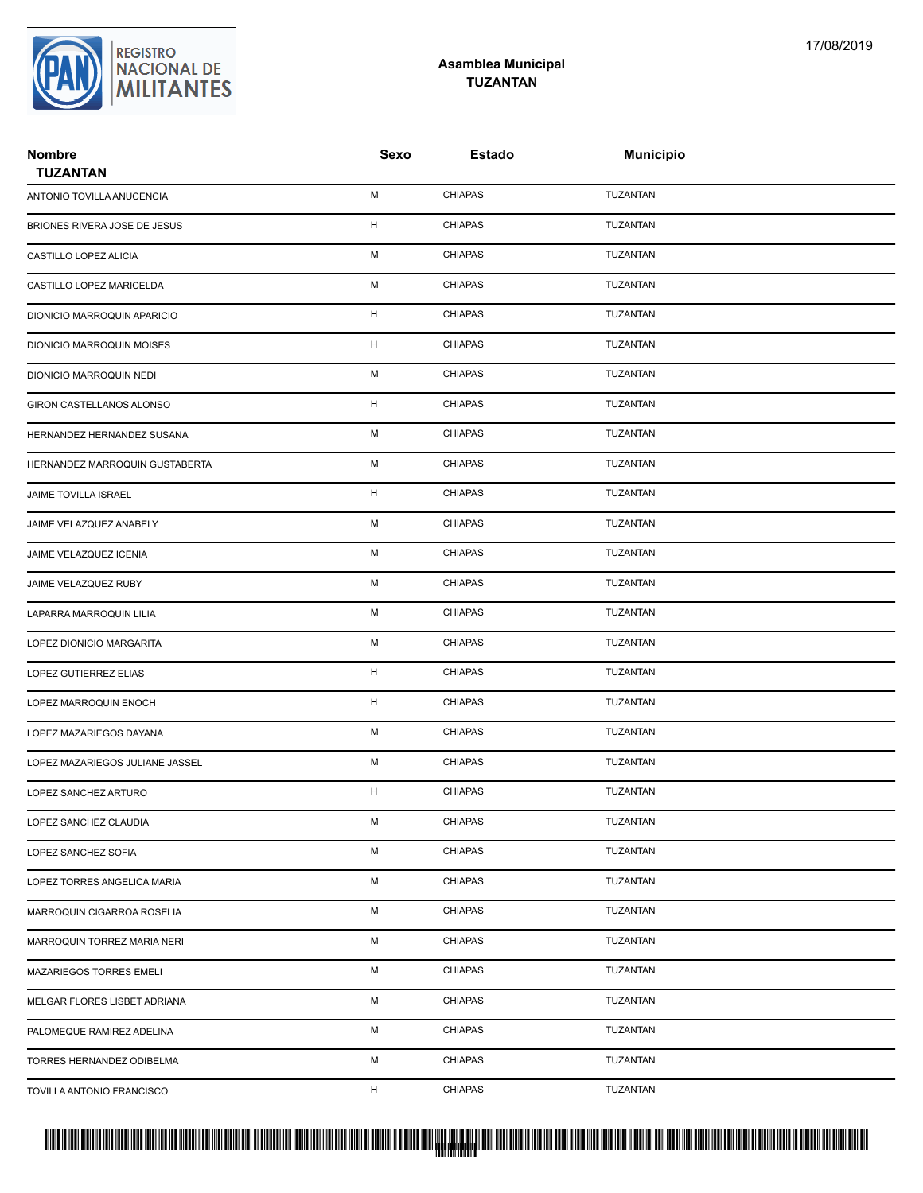REGISTRO NACIONAL DE MILITANTES

17/08/2019

## Asamblea Municipal
## TUZANTAN

| Nombre<br>TUZANTAN | Sexo | Estado | Municipio |
|---|---|---|---|
| ANTONIO TOVILLA ANUCENCIA | M | CHIAPAS | TUZANTAN |
| BRIONES RIVERA JOSE DE JESUS | H | CHIAPAS | TUZANTAN |
| CASTILLO LOPEZ ALICIA | M | CHIAPAS | TUZANTAN |
| CASTILLO LOPEZ MARICELDA | M | CHIAPAS | TUZANTAN |
| DIONICIO MARROQUIN APARICIO | H | CHIAPAS | TUZANTAN |
| DIONICIO MARROQUIN MOISES | H | CHIAPAS | TUZANTAN |
| DIONICIO MARROQUIN NEDI | M | CHIAPAS | TUZANTAN |
| GIRON CASTELLANOS ALONSO | H | CHIAPAS | TUZANTAN |
| HERNANDEZ HERNANDEZ SUSANA | M | CHIAPAS | TUZANTAN |
| HERNANDEZ MARROQUIN GUSTABERTA | M | CHIAPAS | TUZANTAN |
| JAIME TOVILLA ISRAEL | H | CHIAPAS | TUZANTAN |
| JAIME VELAZQUEZ ANABELY | M | CHIAPAS | TUZANTAN |
| JAIME VELAZQUEZ ICENIA | M | CHIAPAS | TUZANTAN |
| JAIME VELAZQUEZ RUBY | M | CHIAPAS | TUZANTAN |
| LAPARRA MARROQUIN LILIA | M | CHIAPAS | TUZANTAN |
| LOPEZ DIONICIO MARGARITA | M | CHIAPAS | TUZANTAN |
| LOPEZ GUTIERREZ ELIAS | H | CHIAPAS | TUZANTAN |
| LOPEZ MARROQUIN ENOCH | H | CHIAPAS | TUZANTAN |
| LOPEZ MAZARIEGOS DAYANA | M | CHIAPAS | TUZANTAN |
| LOPEZ MAZARIEGOS JULIANE JASSEL | M | CHIAPAS | TUZANTAN |
| LOPEZ SANCHEZ ARTURO | H | CHIAPAS | TUZANTAN |
| LOPEZ SANCHEZ CLAUDIA | M | CHIAPAS | TUZANTAN |
| LOPEZ SANCHEZ SOFIA | M | CHIAPAS | TUZANTAN |
| LOPEZ TORRES ANGELICA MARIA | M | CHIAPAS | TUZANTAN |
| MARROQUIN CIGARROA ROSELIA | M | CHIAPAS | TUZANTAN |
| MARROQUIN TORREZ MARIA NERI | M | CHIAPAS | TUZANTAN |
| MAZARIEGOS TORRES EMELI | M | CHIAPAS | TUZANTAN |
| MELGAR FLORES LISBET ADRIANA | M | CHIAPAS | TUZANTAN |
| PALOMEQUE RAMIREZ ADELINA | M | CHIAPAS | TUZANTAN |
| TORRES HERNANDEZ ODIBELMA | M | CHIAPAS | TUZANTAN |
| TOVILLA ANTONIO FRANCISCO | H | CHIAPAS | TUZANTAN |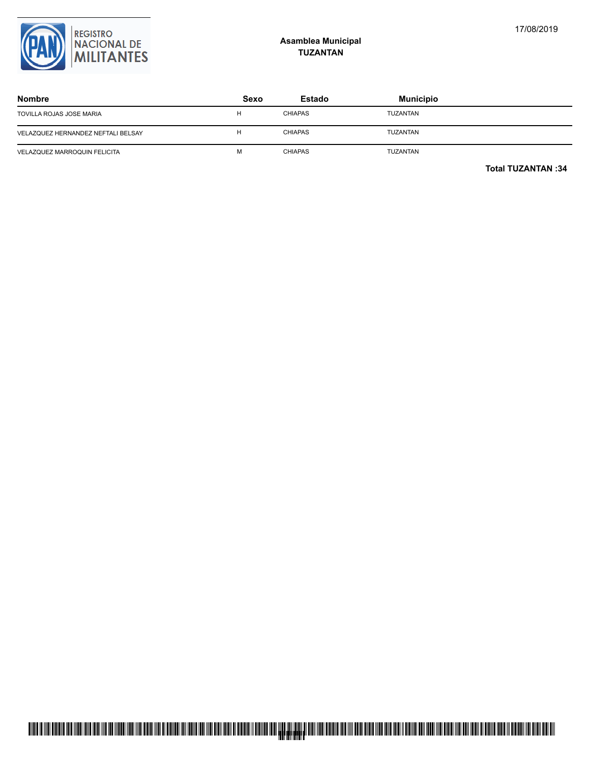**Asamblea Municipal**
**TUZANTAN**

| Nombre | Sexo | Estado | Municipio |
|---|---|---|---|
| TOVILLA ROJAS JOSE MARIA | H | CHIAPAS | TUZANTAN |
| VELAZQUEZ HERNANDEZ NEFTALI BELSAY | H | CHIAPAS | TUZANTAN |
| VELAZQUEZ MARROQUIN FELICITA | M | CHIAPAS | TUZANTAN |

**Total TUZANTAN :34**